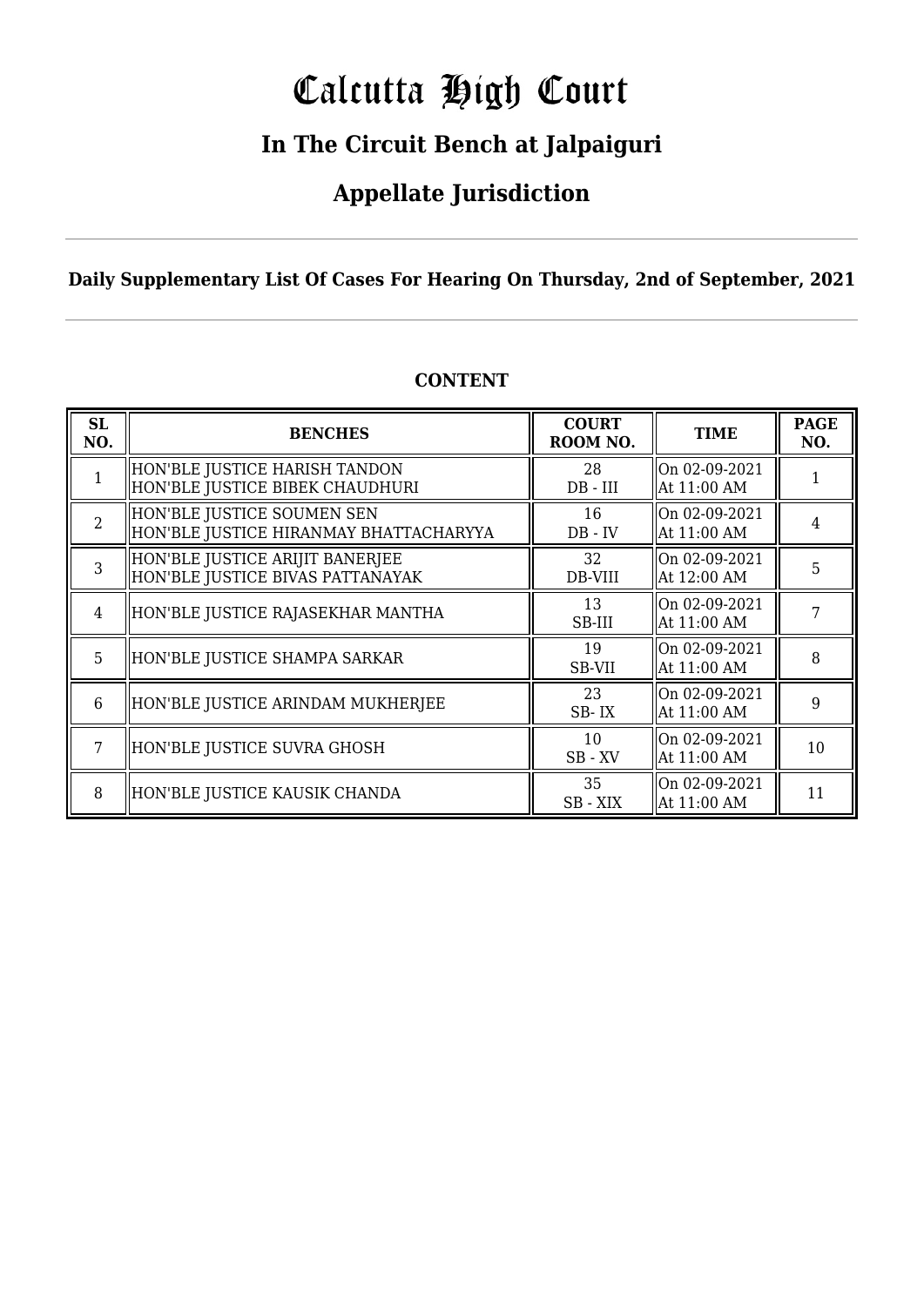# Calcutta High Court

## In The Circuit Bench at Jalpaiguri

## Appellate Jurisdiction

**Daily Supplementary List Of Cases For Hearing On Thursday, 2nd of September, 2021**

**CONTENT**

| SL NO. | BENCHES | COURT ROOM NO. | TIME | PAGE NO. |
|---|---|---|---|---|
| 1 | HON'BLE JUSTICE HARISH TANDON<br>HON'BLE JUSTICE BIBEK CHAUDHURI | 28<br>DB - III | On 02-09-2021<br>At 11:00 AM | 1 |
| 2 | HON'BLE JUSTICE SOUMEN SEN<br>HON'BLE JUSTICE HIRANMAY BHATTACHARYYA | 16<br>DB - IV | On 02-09-2021<br>At 11:00 AM | 4 |
| 3 | HON'BLE JUSTICE ARIJIT BANERJEE<br>HON'BLE JUSTICE BIVAS PATTANAYAK | 32<br>DB-VIII | On 02-09-2021<br>At 12:00 AM | 5 |
| 4 | HON'BLE JUSTICE RAJASEKHAR MANTHA | 13<br>SB-III | On 02-09-2021<br>At 11:00 AM | 7 |
| 5 | HON'BLE JUSTICE SHAMPA SARKAR | 19<br>SB-VII | On 02-09-2021<br>At 11:00 AM | 8 |
| 6 | HON'BLE JUSTICE ARINDAM MUKHERJEE | 23<br>SB- IX | On 02-09-2021<br>At 11:00 AM | 9 |
| 7 | HON'BLE JUSTICE SUVRA GHOSH | 10<br>SB - XV | On 02-09-2021<br>At 11:00 AM | 10 |
| 8 | HON'BLE JUSTICE KAUSIK CHANDA | 35<br>SB - XIX | On 02-09-2021<br>At 11:00 AM | 11 |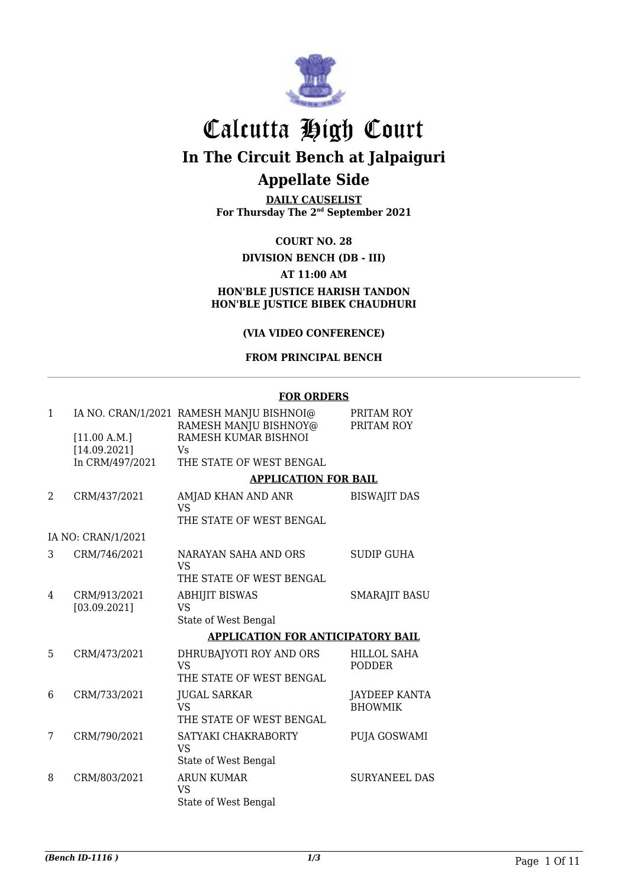# Calcutta High Court

## In The Circuit Bench at Jalpaiguri

## Appellate Side

**DAILY CAUSELIST**
**For Thursday The 2nd September 2021**

**COURT NO. 28**

**DIVISION BENCH (DB - III)**

**AT 11:00 AM**

**HON'BLE JUSTICE HARISH TANDON**
**HON'BLE JUSTICE BIBEK CHAUDHURI**

**(VIA VIDEO CONFERENCE)**

**FROM PRINCIPAL BENCH**

**FOR ORDERS**

| | | | |
|---|---|---|---|
| 1 | IA NO. CRAN/1/2021<br>[11.00 A.M.]<br>[14.09.2021]<br>In CRM/497/2021 | RAMESH MANJU BISHNOI@ RAMESH MANJU BISHNOY@ RAMESH KUMAR BISHNOI<br>Vs<br>THE STATE OF WEST BENGAL | PRITAM ROY<br>PRITAM ROY |

**APPLICATION FOR BAIL**

| | | | |
|---|---|---|---|
| 2 | CRM/437/2021 | AMJAD KHAN AND ANR<br>VS<br>THE STATE OF WEST BENGAL | BISWAJIT DAS |
| | IA NO: CRAN/1/2021 | | |
| 3 | CRM/746/2021 | NARAYAN SAHA AND ORS<br>VS<br>THE STATE OF WEST BENGAL | SUDIP GUHA |
| 4 | CRM/913/2021<br>[03.09.2021] | ABHIJIT BISWAS<br>VS<br>State of West Bengal | SMARAJIT BASU |

**APPLICATION FOR ANTICIPATORY BAIL**

| | | | |
|---|---|---|---|
| 5 | CRM/473/2021 | DHRUBAJYOTI ROY AND ORS<br>VS<br>THE STATE OF WEST BENGAL | HILLOL SAHA PODDER |
| 6 | CRM/733/2021 | JUGAL SARKAR<br>VS<br>THE STATE OF WEST BENGAL | JAYDEEP KANTA BHOWMIK |
| 7 | CRM/790/2021 | SATYAKI CHAKRABORTY<br>VS<br>State of West Bengal | PUJA GOSWAMI |
| 8 | CRM/803/2021 | ARUN KUMAR<br>VS<br>State of West Bengal | SURYANEEL DAS |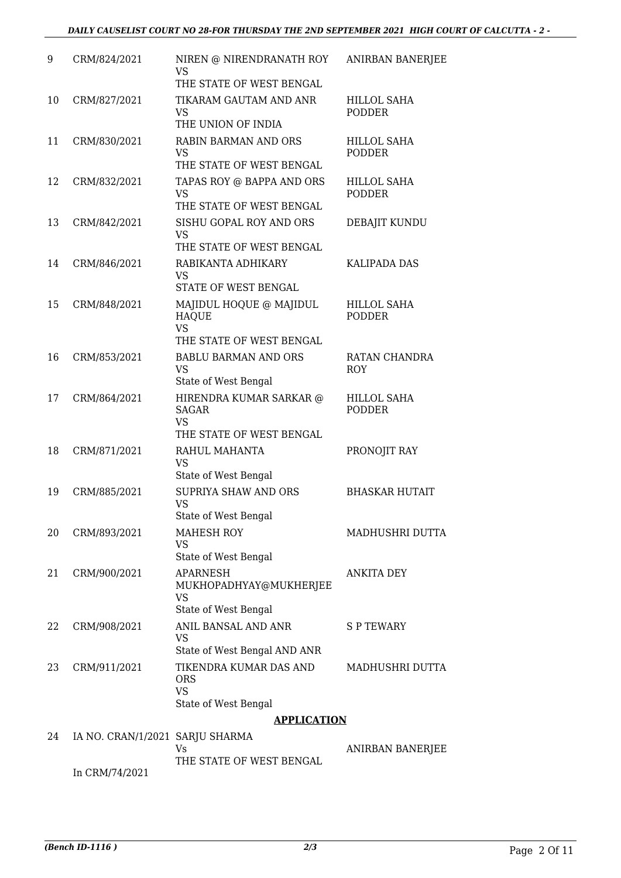| | | | |
|---|---|---|---|
| 9 | CRM/824/2021 | NIREN @ NIRENDRANATH ROY<br>VS<br>THE STATE OF WEST BENGAL | ANIRBAN BANERJEE |
| 10 | CRM/827/2021 | TIKARAM GAUTAM AND ANR<br>VS<br>THE UNION OF INDIA | HILLOL SAHA PODDER |
| 11 | CRM/830/2021 | RABIN BARMAN AND ORS<br>VS<br>THE STATE OF WEST BENGAL | HILLOL SAHA PODDER |
| 12 | CRM/832/2021 | TAPAS ROY @ BAPPA AND ORS<br>VS<br>THE STATE OF WEST BENGAL | HILLOL SAHA PODDER |
| 13 | CRM/842/2021 | SISHU GOPAL ROY AND ORS<br>VS<br>THE STATE OF WEST BENGAL | DEBAJIT KUNDU |
| 14 | CRM/846/2021 | RABIKANTA ADHIKARY<br>VS<br>STATE OF WEST BENGAL | KALIPADA DAS |
| 15 | CRM/848/2021 | MAJIDUL HOQUE @ MAJIDUL HAQUE<br>VS<br>THE STATE OF WEST BENGAL | HILLOL SAHA PODDER |
| 16 | CRM/853/2021 | BABLU BARMAN AND ORS<br>VS<br>State of West Bengal | RATAN CHANDRA ROY |
| 17 | CRM/864/2021 | HIRENDRA KUMAR SARKAR @ SAGAR<br>VS<br>THE STATE OF WEST BENGAL | HILLOL SAHA PODDER |
| 18 | CRM/871/2021 | RAHUL MAHANTA<br>VS<br>State of West Bengal | PRONOJIT RAY |
| 19 | CRM/885/2021 | SUPRIYA SHAW AND ORS<br>VS<br>State of West Bengal | BHASKAR HUTAIT |
| 20 | CRM/893/2021 | MAHESH ROY<br>VS<br>State of West Bengal | MADHUSHRI DUTTA |
| 21 | CRM/900/2021 | APARNESH MUKHOPADHYAY@MUKHERJEE<br>VS<br>State of West Bengal | ANKITA DEY |
| 22 | CRM/908/2021 | ANIL BANSAL AND ANR<br>VS<br>State of West Bengal AND ANR | S P TEWARY |
| 23 | CRM/911/2021 | TIKENDRA KUMAR DAS AND ORS<br>VS<br>State of West Bengal | MADHUSHRI DUTTA |

**APPLICATION**

| | | | |
|---|---|---|---|
| 24 | IA NO. CRAN/1/2021<br>In CRM/74/2021 | SARJU SHARMA<br>Vs<br>THE STATE OF WEST BENGAL | ANIRBAN BANERJEE |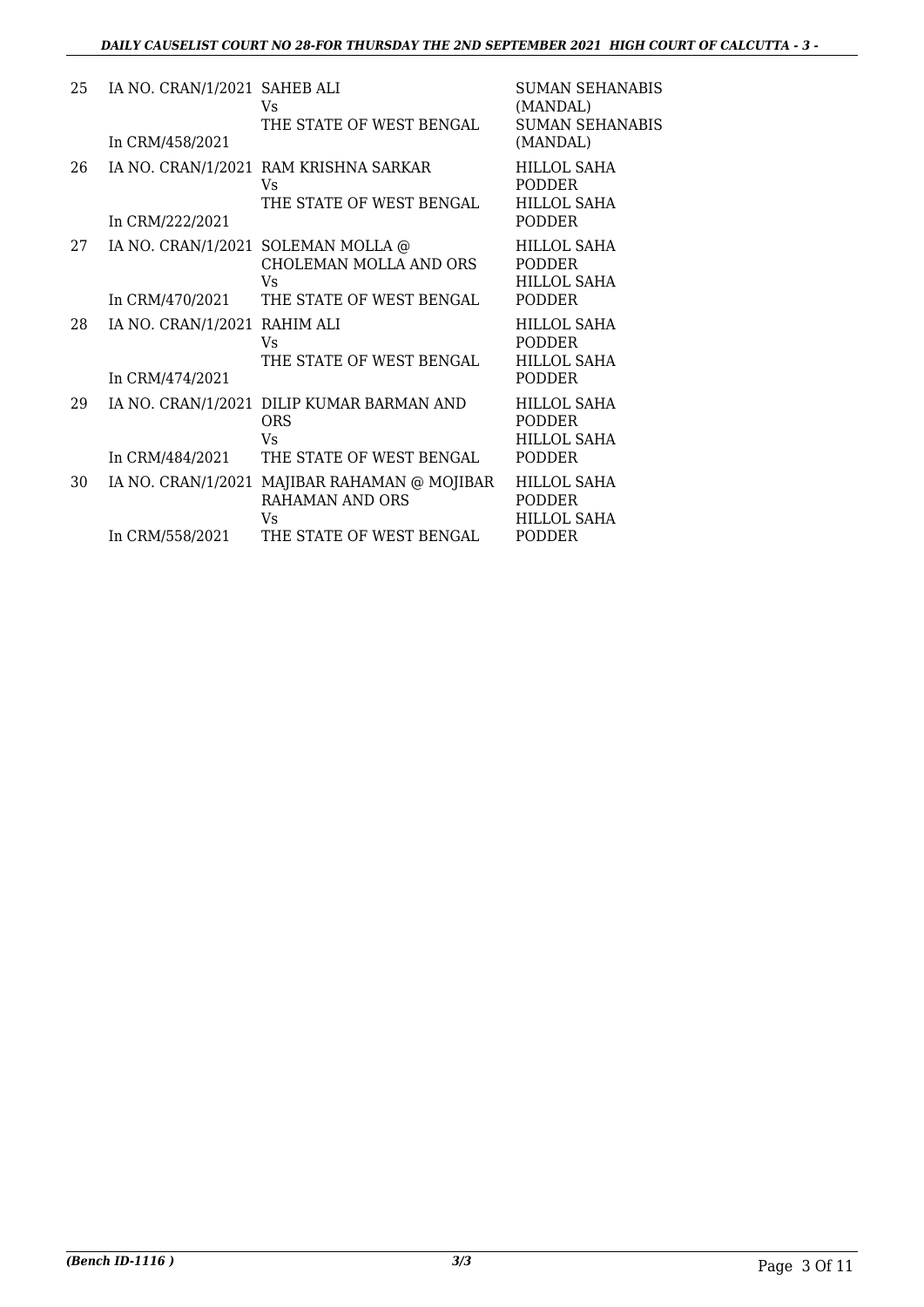| | | | |
|---|---|---|---|
| 25 | IA NO. CRAN/1/2021<br><br>In CRM/458/2021 | SAHEB ALI<br>Vs<br>THE STATE OF WEST BENGAL | SUMAN SEHANABIS (MANDAL)<br>SUMAN SEHANABIS (MANDAL) |
| 26 | IA NO. CRAN/1/2021<br><br>In CRM/222/2021 | RAM KRISHNA SARKAR<br>Vs<br>THE STATE OF WEST BENGAL | HILLOL SAHA PODDER<br>HILLOL SAHA PODDER |
| 27 | IA NO. CRAN/1/2021<br><br>In CRM/470/2021 | SOLEMAN MOLLA @ CHOLEMAN MOLLA AND ORS<br>Vs<br>THE STATE OF WEST BENGAL | HILLOL SAHA PODDER<br>HILLOL SAHA PODDER |
| 28 | IA NO. CRAN/1/2021<br><br>In CRM/474/2021 | RAHIM ALI<br>Vs<br>THE STATE OF WEST BENGAL | HILLOL SAHA PODDER<br>HILLOL SAHA PODDER |
| 29 | IA NO. CRAN/1/2021<br><br>In CRM/484/2021 | DILIP KUMAR BARMAN AND ORS<br>Vs<br>THE STATE OF WEST BENGAL | HILLOL SAHA PODDER<br>HILLOL SAHA PODDER |
| 30 | IA NO. CRAN/1/2021<br><br>In CRM/558/2021 | MAJIBAR RAHAMAN @ MOJIBAR RAHAMAN AND ORS<br>Vs<br>THE STATE OF WEST BENGAL | HILLOL SAHA PODDER<br>HILLOL SAHA PODDER |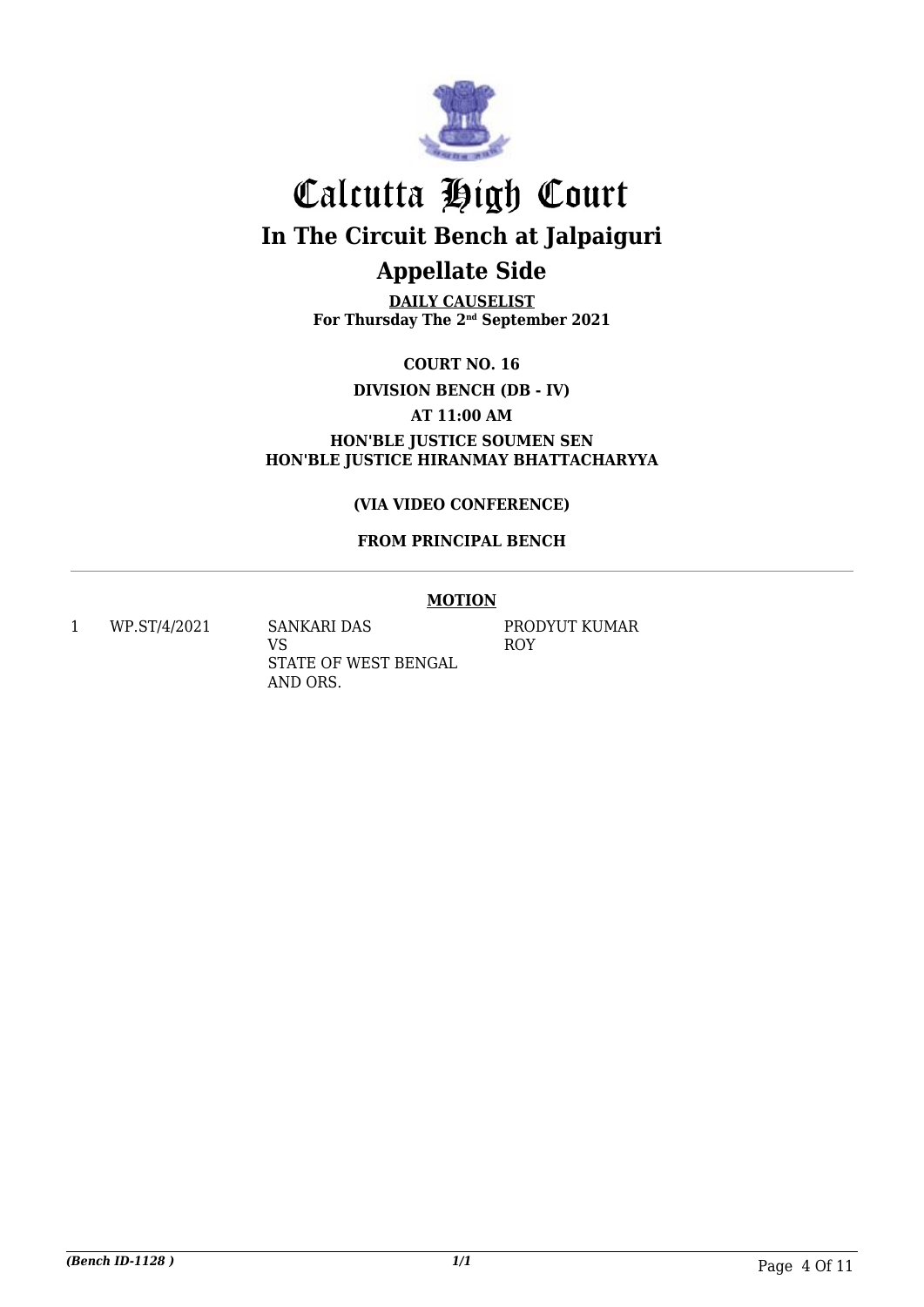# Calcutta High Court

## In The Circuit Bench at Jalpaiguri

## Appellate Side

**DAILY CAUSELIST**
**For Thursday The 2nd September 2021**

**COURT NO. 16**

**DIVISION BENCH (DB - IV)**

**AT 11:00 AM**

**HON'BLE JUSTICE SOUMEN SEN**
**HON'BLE JUSTICE HIRANMAY BHATTACHARYYA**

**(VIA VIDEO CONFERENCE)**

**FROM PRINCIPAL BENCH**

**MOTION**

| | | | |
|---|---|---|---|
| 1 | WP.ST/4/2021 | SANKARI DAS VS STATE OF WEST BENGAL AND ORS. | PRODYUT KUMAR ROY |

*(Bench ID-1128 )*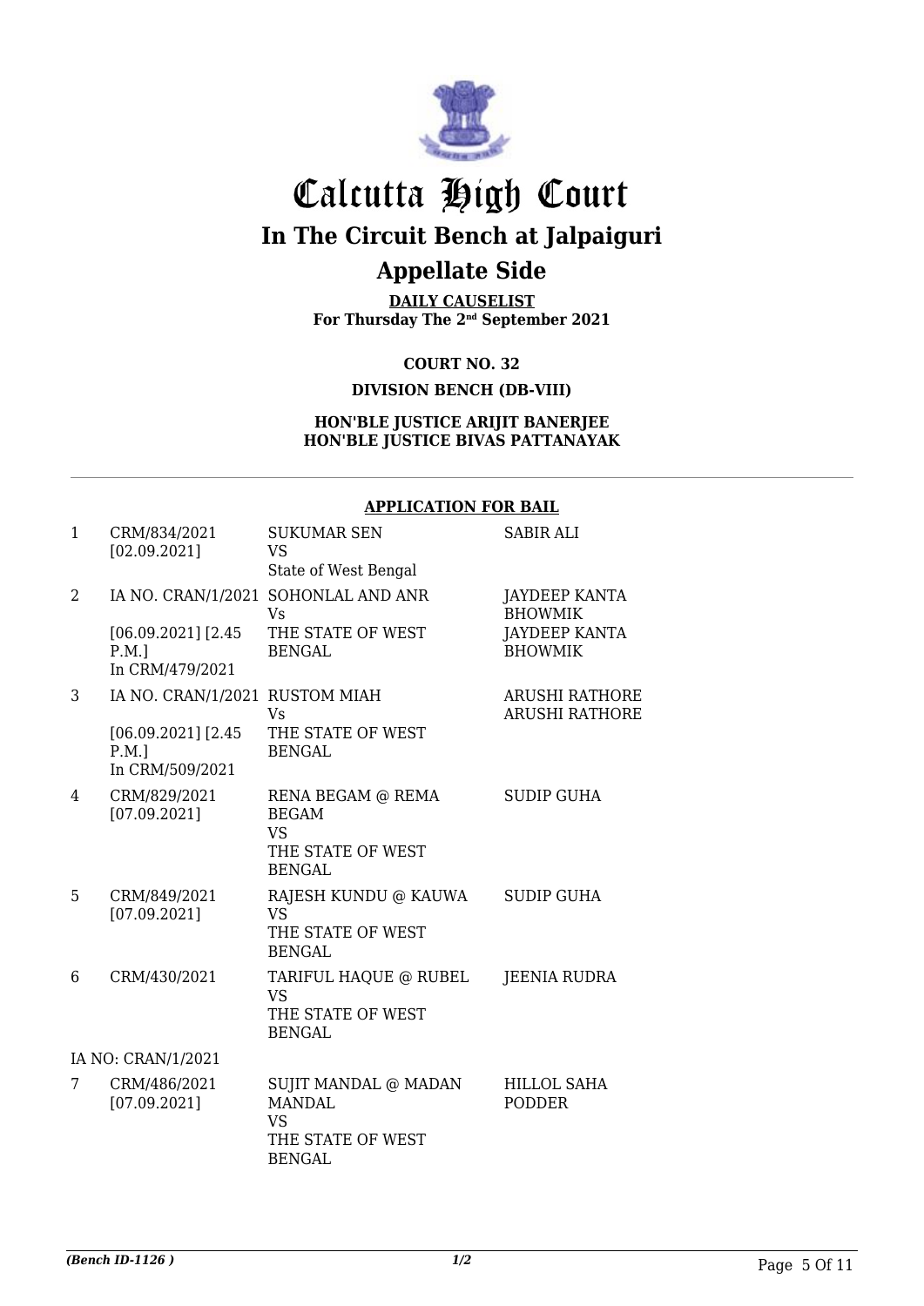# Calcutta High Court

## In The Circuit Bench at Jalpaiguri

## Appellate Side

**DAILY CAUSELIST**
**For Thursday The 2nd September 2021**

**COURT NO. 32**

**DIVISION BENCH (DB-VIII)**

**HON'BLE JUSTICE ARIJIT BANERJEE**
**HON'BLE JUSTICE BIVAS PATTANAYAK**

**APPLICATION FOR BAIL**

| | | | |
|---|---|---|---|
| 1 | CRM/834/2021 [02.09.2021] | SUKUMAR SEN VS State of West Bengal | SABIR ALI |
| 2 | IA NO. CRAN/1/2021 [06.09.2021] [2.45 P.M.] In CRM/479/2021 | SOHONLAL AND ANR Vs THE STATE OF WEST BENGAL | JAYDEEP KANTA BHOWMIK JAYDEEP KANTA BHOWMIK |
| 3 | IA NO. CRAN/1/2021 [06.09.2021] [2.45 P.M.] In CRM/509/2021 | RUSTOM MIAH Vs THE STATE OF WEST BENGAL | ARUSHI RATHORE ARUSHI RATHORE |
| 4 | CRM/829/2021 [07.09.2021] | RENA BEGAM @ REMA BEGAM VS THE STATE OF WEST BENGAL | SUDIP GUHA |
| 5 | CRM/849/2021 [07.09.2021] | RAJESH KUNDU @ KAUWA VS THE STATE OF WEST BENGAL | SUDIP GUHA |
| 6 | CRM/430/2021 | TARIFUL HAQUE @ RUBEL VS THE STATE OF WEST BENGAL | JEENIA RUDRA |
| | IA NO: CRAN/1/2021 | | |
| 7 | CRM/486/2021 [07.09.2021] | SUJIT MANDAL @ MADAN MANDAL VS THE STATE OF WEST BENGAL | HILLOL SAHA PODDER |

*(Bench ID-1126 )* *1/2*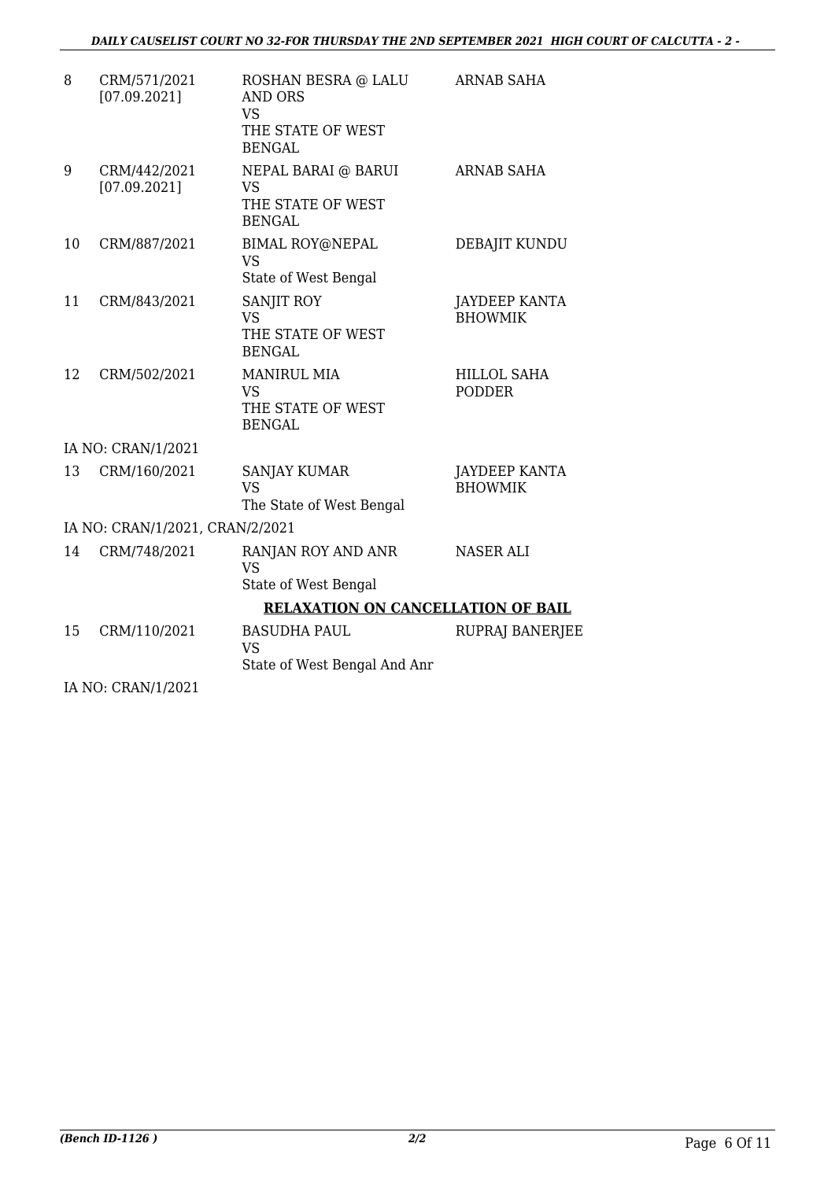| | | | |
|---|---|---|---|
| 8 | CRM/571/2021 [07.09.2021] | ROSHAN BESRA @ LALU AND ORS VS THE STATE OF WEST BENGAL | ARNAB SAHA |
| 9 | CRM/442/2021 [07.09.2021] | NEPAL BARAI @ BARUI VS THE STATE OF WEST BENGAL | ARNAB SAHA |
| 10 | CRM/887/2021 | BIMAL ROY@NEPAL VS State of West Bengal | DEBAJIT KUNDU |
| 11 | CRM/843/2021 | SANJIT ROY VS THE STATE OF WEST BENGAL | JAYDEEP KANTA BHOWMIK |
| 12 | CRM/502/2021 | MANIRUL MIA VS THE STATE OF WEST BENGAL | HILLOL SAHA PODDER |
| IA NO: CRAN/1/2021 | | | |
| 13 | CRM/160/2021 | SANJAY KUMAR VS The State of West Bengal | JAYDEEP KANTA BHOWMIK |
| IA NO: CRAN/1/2021, CRAN/2/2021 | | | |
| 14 | CRM/748/2021 | RANJAN ROY AND ANR VS State of West Bengal | NASER ALI |

**RELAXATION ON CANCELLATION OF BAIL**

| | | | |
|---|---|---|---|
| 15 | CRM/110/2021 | BASUDHA PAUL VS State of West Bengal And Anr | RUPRAJ BANERJEE |
| IA NO: CRAN/1/2021 | | | |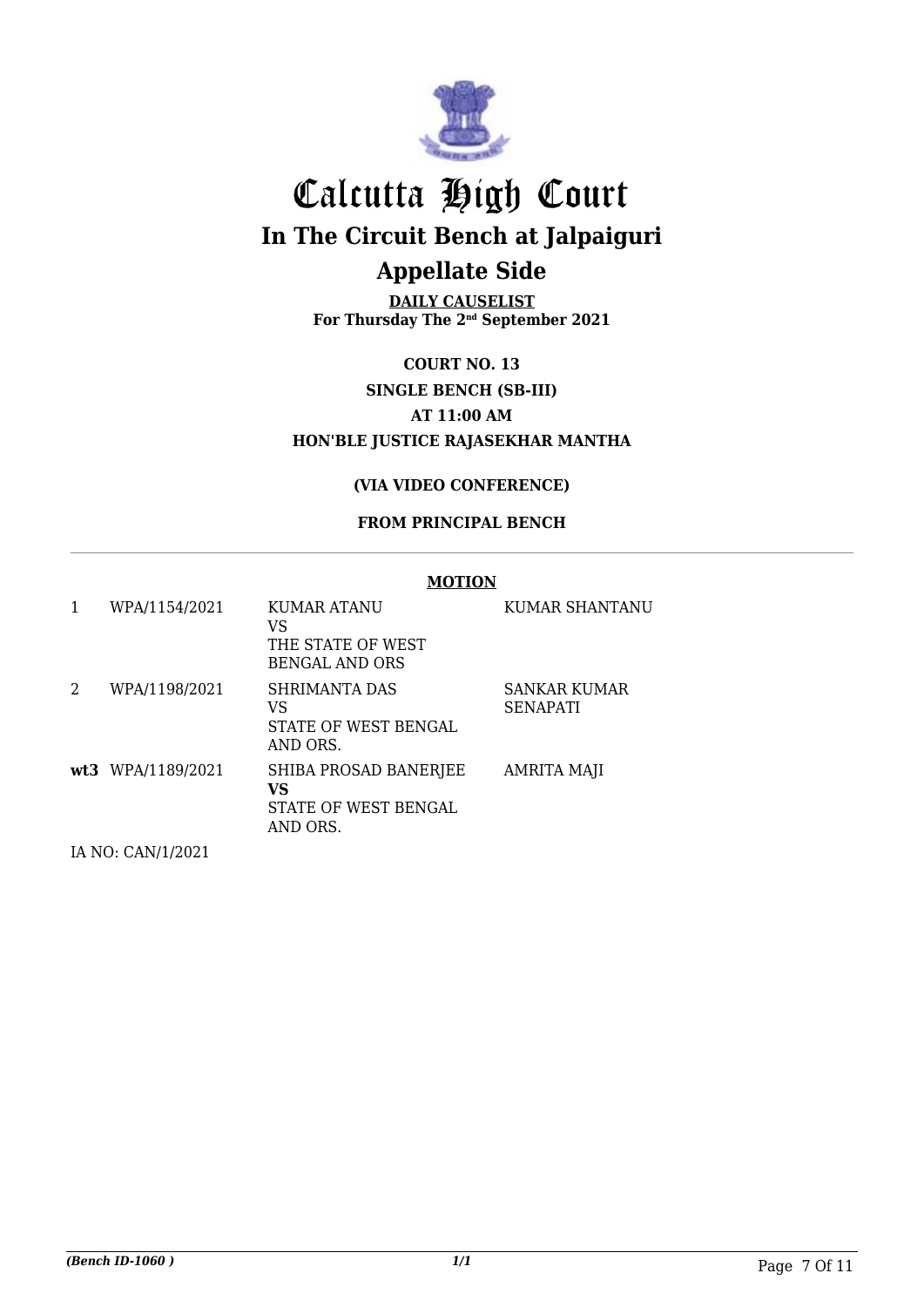# Calcutta High Court

## In The Circuit Bench at Jalpaiguri

## Appellate Side

**DAILY CAUSELIST**
**For Thursday The 2nd September 2021**

**COURT NO. 13**

**SINGLE BENCH (SB-III)**

**AT 11:00 AM**

**HON'BLE JUSTICE RAJASEKHAR MANTHA**

**(VIA VIDEO CONFERENCE)**

**FROM PRINCIPAL BENCH**

**MOTION**

| | | | |
|---|---|---|---|
| 1 | WPA/1154/2021 | KUMAR ATANU<br>VS<br>THE STATE OF WEST BENGAL AND ORS | KUMAR SHANTANU |
| 2 | WPA/1198/2021 | SHRIMANTA DAS<br>VS<br>STATE OF WEST BENGAL AND ORS. | SANKAR KUMAR SENAPATI |
| **wt3** | WPA/1189/2021 | SHIBA PROSAD BANERJEE<br>**VS**<br>STATE OF WEST BENGAL AND ORS. | AMRITA MAJI |

IA NO: CAN/1/2021

*(Bench ID-1060 )*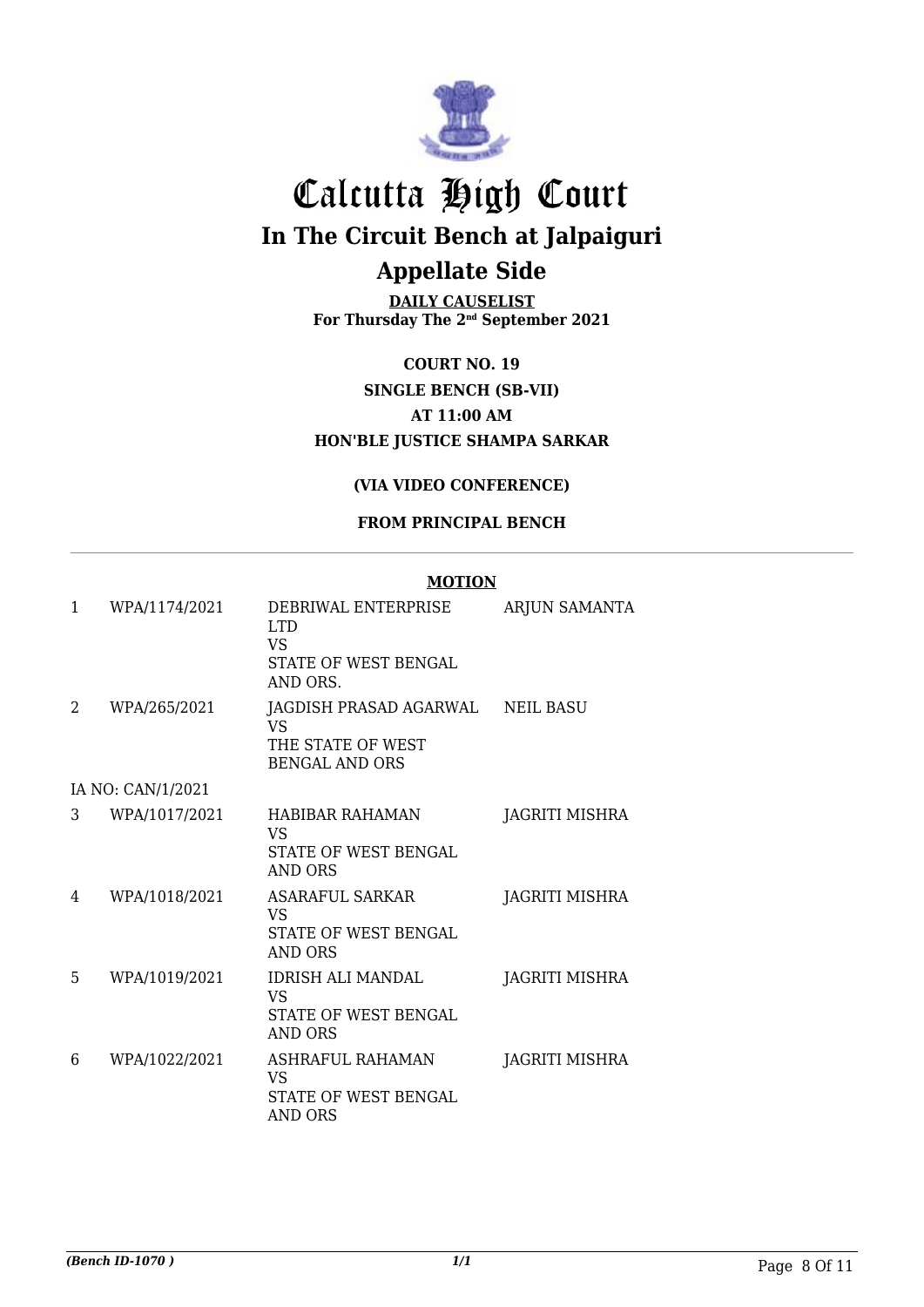# Calcutta High Court

## In The Circuit Bench at Jalpaiguri

## Appellate Side

**DAILY CAUSELIST**
**For Thursday The 2nd September 2021**

**COURT NO. 19**
**SINGLE BENCH (SB-VII)**
**AT 11:00 AM**
**HON'BLE JUSTICE SHAMPA SARKAR**

**(VIA VIDEO CONFERENCE)**

**FROM PRINCIPAL BENCH**

**MOTION**

| | | | |
|---|---|---|---|
| 1 | WPA/1174/2021 | DEBRIWAL ENTERPRISE LTD VS STATE OF WEST BENGAL AND ORS. | ARJUN SAMANTA |
| 2 | WPA/265/2021 | JAGDISH PRASAD AGARWAL VS THE STATE OF WEST BENGAL AND ORS | NEIL BASU |
| | IA NO: CAN/1/2021 | | |
| 3 | WPA/1017/2021 | HABIBAR RAHAMAN VS STATE OF WEST BENGAL AND ORS | JAGRITI MISHRA |
| 4 | WPA/1018/2021 | ASARAFUL SARKAR VS STATE OF WEST BENGAL AND ORS | JAGRITI MISHRA |
| 5 | WPA/1019/2021 | IDRISH ALI MANDAL VS STATE OF WEST BENGAL AND ORS | JAGRITI MISHRA |
| 6 | WPA/1022/2021 | ASHRAFUL RAHAMAN VS STATE OF WEST BENGAL AND ORS | JAGRITI MISHRA |

*(Bench ID-1070 )* 1/1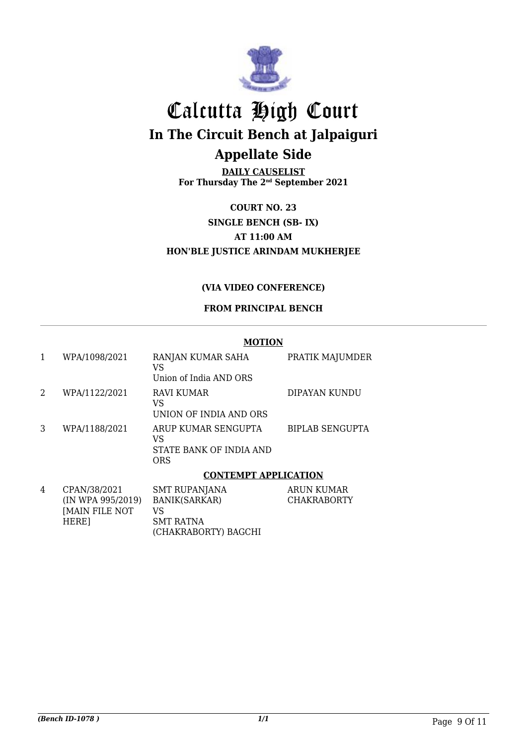# Calcutta High Court

## In The Circuit Bench at Jalpaiguri

## Appellate Side

**DAILY CAUSELIST**
**For Thursday The 2nd September 2021**

**COURT NO. 23**
**SINGLE BENCH (SB- IX)**
**AT 11:00 AM**
**HON'BLE JUSTICE ARINDAM MUKHERJEE**

**(VIA VIDEO CONFERENCE)**

**FROM PRINCIPAL BENCH**

**MOTION**

| | | | |
|---|---|---|---|
| 1 | WPA/1098/2021 | RANJAN KUMAR SAHA VS Union of India AND ORS | PRATIK MAJUMDER |
| 2 | WPA/1122/2021 | RAVI KUMAR VS UNION OF INDIA AND ORS | DIPAYAN KUNDU |
| 3 | WPA/1188/2021 | ARUP KUMAR SENGUPTA VS STATE BANK OF INDIA AND ORS | BIPLAB SENGUPTA |

**CONTEMPT APPLICATION**

| | | | |
|---|---|---|---|
| 4 | CPAN/38/2021 (IN WPA 995/2019) [MAIN FILE NOT HERE] | SMT RUPANJANA BANIK(SARKAR) VS SMT RATNA (CHAKRABORTY) BAGCHI | ARUN KUMAR CHAKRABORTY |

*(Bench ID-1078 )*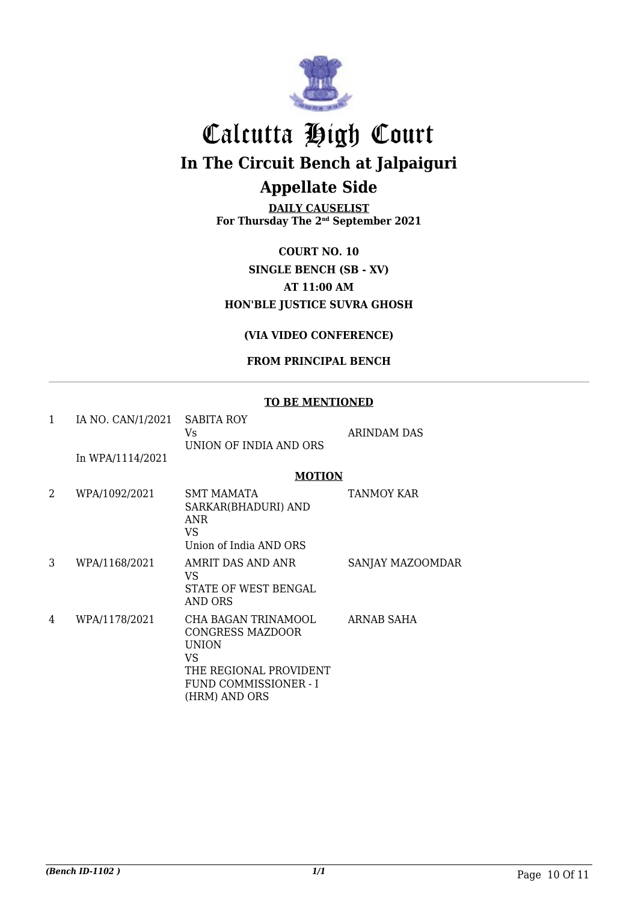# Calcutta High Court

## In The Circuit Bench at Jalpaiguri

## Appellate Side

**DAILY CAUSELIST**
**For Thursday The 2nd September 2021**

**COURT NO. 10**
**SINGLE BENCH (SB - XV)**
**AT 11:00 AM**
**HON'BLE JUSTICE SUVRA GHOSH**

**(VIA VIDEO CONFERENCE)**

**FROM PRINCIPAL BENCH**

**TO BE MENTIONED**

| | | | |
|---|---|---|---|
| 1 | IA NO. CAN/1/2021<br>In WPA/1114/2021 | SABITA ROY<br>Vs<br>UNION OF INDIA AND ORS | ARINDAM DAS |

**MOTION**

| | | | |
|---|---|---|---|
| 2 | WPA/1092/2021 | SMT MAMATA SARKAR(BHADURI) AND ANR<br>VS<br>Union of India AND ORS | TANMOY KAR |
| 3 | WPA/1168/2021 | AMRIT DAS AND ANR<br>VS<br>STATE OF WEST BENGAL AND ORS | SANJAY MAZOOMDAR |
| 4 | WPA/1178/2021 | CHA BAGAN TRINAMOOL CONGRESS MAZDOOR UNION<br>VS<br>THE REGIONAL PROVIDENT FUND COMMISSIONER - I (HRM) AND ORS | ARNAB SAHA |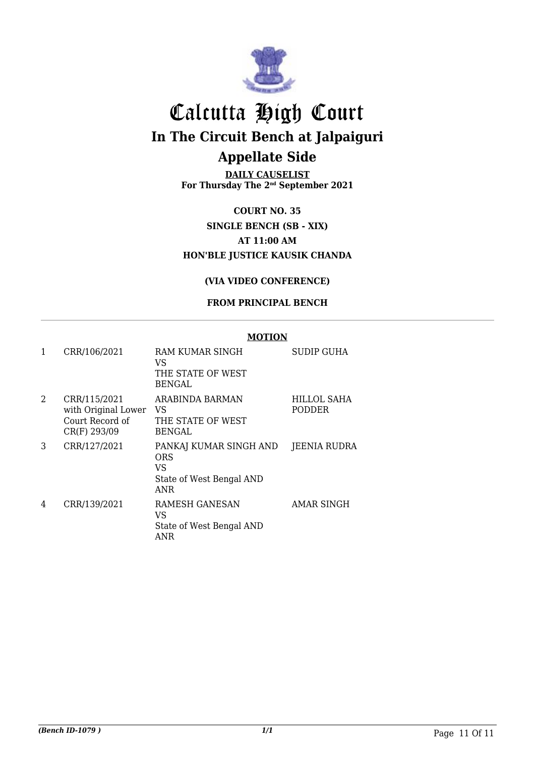# Calcutta High Court

## In The Circuit Bench at Jalpaiguri

## Appellate Side

**DAILY CAUSELIST**
**For Thursday The 2nd September 2021**

**COURT NO. 35**

**SINGLE BENCH (SB - XIX)**

**AT 11:00 AM**

**HON'BLE JUSTICE KAUSIK CHANDA**

**(VIA VIDEO CONFERENCE)**

**FROM PRINCIPAL BENCH**

**MOTION**

| | | | |
|---|---|---|---|
| 1 | CRR/106/2021 | RAM KUMAR SINGH VS THE STATE OF WEST BENGAL | SUDIP GUHA |
| 2 | CRR/115/2021 with Original Lower Court Record of CR(F) 293/09 | ARABINDA BARMAN VS THE STATE OF WEST BENGAL | HILLOL SAHA PODDER |
| 3 | CRR/127/2021 | PANKAJ KUMAR SINGH AND ORS VS State of West Bengal AND ANR | JEENIA RUDRA |
| 4 | CRR/139/2021 | RAMESH GANESAN VS State of West Bengal AND ANR | AMAR SINGH |

*(Bench ID-1079 )* 1/1